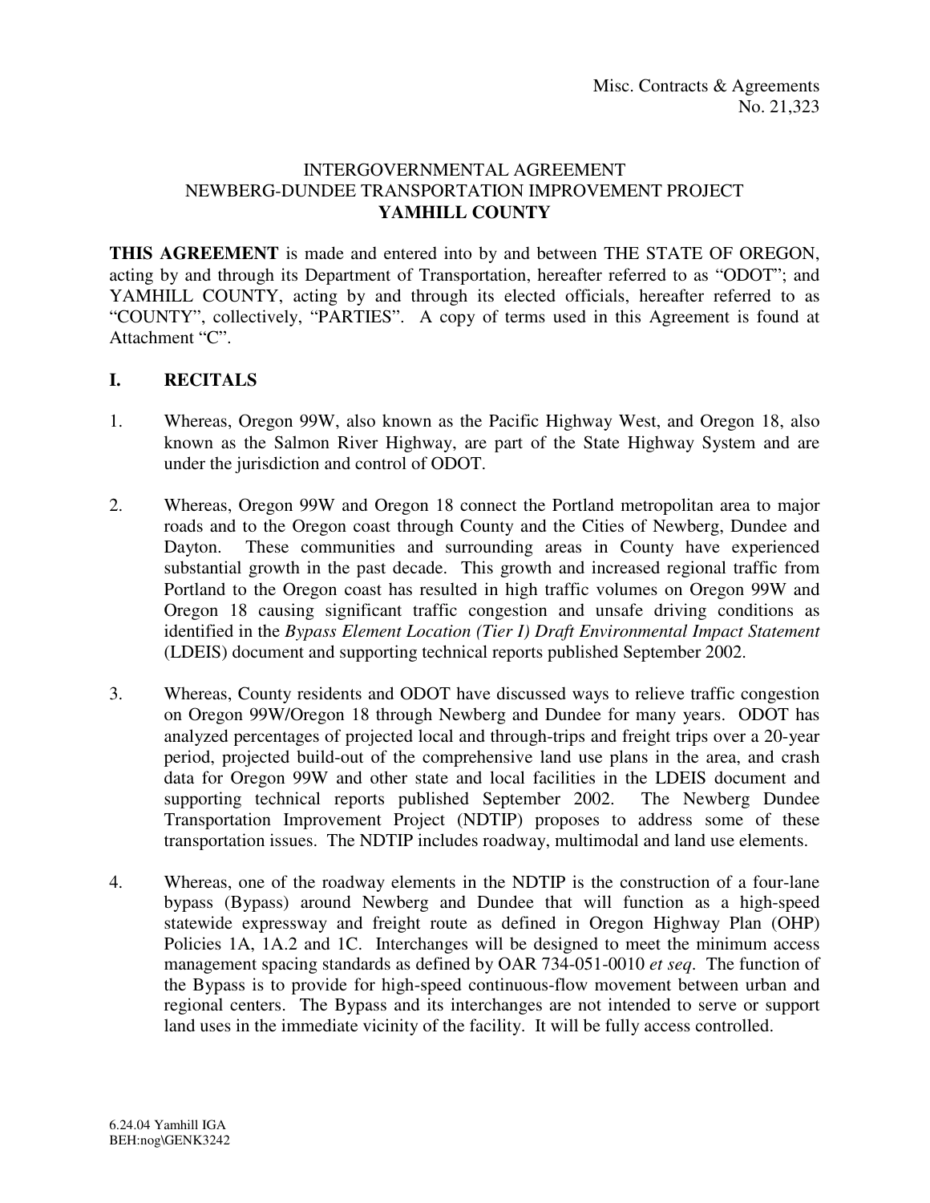Misc. Contracts & Agreements
No. 21,323

# INTERGOVERNMENTAL AGREEMENT
# NEWBERG-DUNDEE TRANSPORTATION IMPROVEMENT PROJECT
# YAMHILL COUNTY

**THIS AGREEMENT** is made and entered into by and between THE STATE OF OREGON, acting by and through its Department of Transportation, hereafter referred to as "ODOT"; and YAMHILL COUNTY, acting by and through its elected officials, hereafter referred to as "COUNTY", collectively, "PARTIES". A copy of terms used in this Agreement is found at Attachment "C".

## I. RECITALS

1. Whereas, Oregon 99W, also known as the Pacific Highway West, and Oregon 18, also known as the Salmon River Highway, are part of the State Highway System and are under the jurisdiction and control of ODOT.

2. Whereas, Oregon 99W and Oregon 18 connect the Portland metropolitan area to major roads and to the Oregon coast through County and the Cities of Newberg, Dundee and Dayton. These communities and surrounding areas in County have experienced substantial growth in the past decade. This growth and increased regional traffic from Portland to the Oregon coast has resulted in high traffic volumes on Oregon 99W and Oregon 18 causing significant traffic congestion and unsafe driving conditions as identified in the *Bypass Element Location (Tier I) Draft Environmental Impact Statement* (LDEIS) document and supporting technical reports published September 2002.

3. Whereas, County residents and ODOT have discussed ways to relieve traffic congestion on Oregon 99W/Oregon 18 through Newberg and Dundee for many years. ODOT has analyzed percentages of projected local and through-trips and freight trips over a 20-year period, projected build-out of the comprehensive land use plans in the area, and crash data for Oregon 99W and other state and local facilities in the LDEIS document and supporting technical reports published September 2002. The Newberg Dundee Transportation Improvement Project (NDTIP) proposes to address some of these transportation issues. The NDTIP includes roadway, multimodal and land use elements.

4. Whereas, one of the roadway elements in the NDTIP is the construction of a four-lane bypass (Bypass) around Newberg and Dundee that will function as a high-speed statewide expressway and freight route as defined in Oregon Highway Plan (OHP) Policies 1A, 1A.2 and 1C. Interchanges will be designed to meet the minimum access management spacing standards as defined by OAR 734-051-0010 *et seq*. The function of the Bypass is to provide for high-speed continuous-flow movement between urban and regional centers. The Bypass and its interchanges are not intended to serve or support land uses in the immediate vicinity of the facility. It will be fully access controlled.

6.24.04 Yamhill IGA
BEH:nog\GENK3242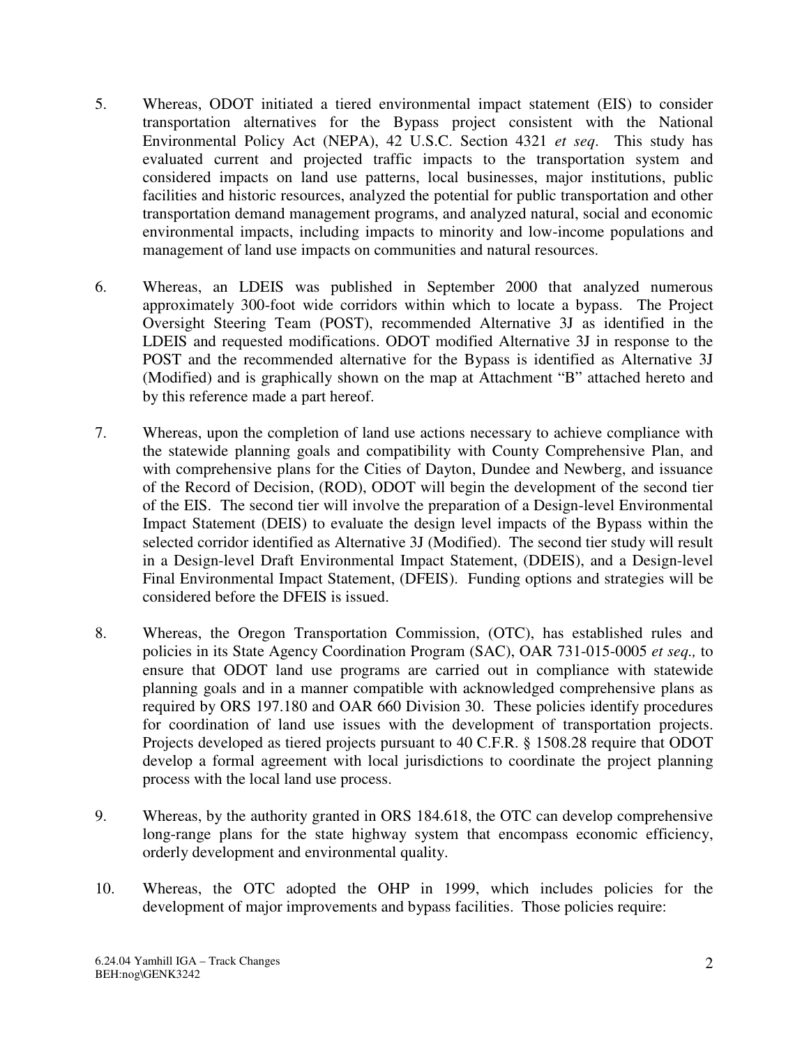5. Whereas, ODOT initiated a tiered environmental impact statement (EIS) to consider transportation alternatives for the Bypass project consistent with the National Environmental Policy Act (NEPA), 42 U.S.C. Section 4321 *et seq*. This study has evaluated current and projected traffic impacts to the transportation system and considered impacts on land use patterns, local businesses, major institutions, public facilities and historic resources, analyzed the potential for public transportation and other transportation demand management programs, and analyzed natural, social and economic environmental impacts, including impacts to minority and low-income populations and management of land use impacts on communities and natural resources.

6. Whereas, an LDEIS was published in September 2000 that analyzed numerous approximately 300-foot wide corridors within which to locate a bypass. The Project Oversight Steering Team (POST), recommended Alternative 3J as identified in the LDEIS and requested modifications. ODOT modified Alternative 3J in response to the POST and the recommended alternative for the Bypass is identified as Alternative 3J (Modified) and is graphically shown on the map at Attachment "B" attached hereto and by this reference made a part hereof.

7. Whereas, upon the completion of land use actions necessary to achieve compliance with the statewide planning goals and compatibility with County Comprehensive Plan, and with comprehensive plans for the Cities of Dayton, Dundee and Newberg, and issuance of the Record of Decision, (ROD), ODOT will begin the development of the second tier of the EIS. The second tier will involve the preparation of a Design-level Environmental Impact Statement (DEIS) to evaluate the design level impacts of the Bypass within the selected corridor identified as Alternative 3J (Modified). The second tier study will result in a Design-level Draft Environmental Impact Statement, (DDEIS), and a Design-level Final Environmental Impact Statement, (DFEIS). Funding options and strategies will be considered before the DFEIS is issued.

8. Whereas, the Oregon Transportation Commission, (OTC), has established rules and policies in its State Agency Coordination Program (SAC), OAR 731-015-0005 *et seq.,* to ensure that ODOT land use programs are carried out in compliance with statewide planning goals and in a manner compatible with acknowledged comprehensive plans as required by ORS 197.180 and OAR 660 Division 30. These policies identify procedures for coordination of land use issues with the development of transportation projects. Projects developed as tiered projects pursuant to 40 C.F.R. § 1508.28 require that ODOT develop a formal agreement with local jurisdictions to coordinate the project planning process with the local land use process.

9. Whereas, by the authority granted in ORS 184.618, the OTC can develop comprehensive long-range plans for the state highway system that encompass economic efficiency, orderly development and environmental quality.

10. Whereas, the OTC adopted the OHP in 1999, which includes policies for the development of major improvements and bypass facilities. Those policies require:

6.24.04 Yamhill IGA – Track Changes
BEH:nog\GENK3242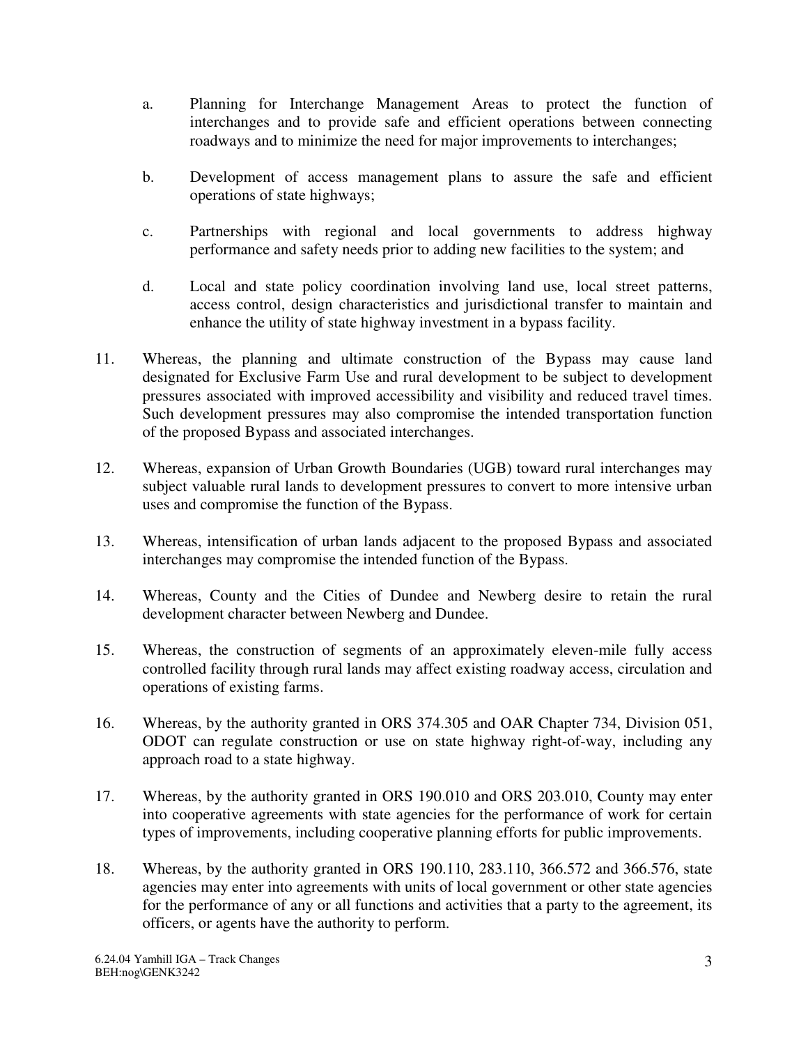a. Planning for Interchange Management Areas to protect the function of interchanges and to provide safe and efficient operations between connecting roadways and to minimize the need for major improvements to interchanges;

b. Development of access management plans to assure the safe and efficient operations of state highways;

c. Partnerships with regional and local governments to address highway performance and safety needs prior to adding new facilities to the system; and

d. Local and state policy coordination involving land use, local street patterns, access control, design characteristics and jurisdictional transfer to maintain and enhance the utility of state highway investment in a bypass facility.

11. Whereas, the planning and ultimate construction of the Bypass may cause land designated for Exclusive Farm Use and rural development to be subject to development pressures associated with improved accessibility and visibility and reduced travel times. Such development pressures may also compromise the intended transportation function of the proposed Bypass and associated interchanges.

12. Whereas, expansion of Urban Growth Boundaries (UGB) toward rural interchanges may subject valuable rural lands to development pressures to convert to more intensive urban uses and compromise the function of the Bypass.

13. Whereas, intensification of urban lands adjacent to the proposed Bypass and associated interchanges may compromise the intended function of the Bypass.

14. Whereas, County and the Cities of Dundee and Newberg desire to retain the rural development character between Newberg and Dundee.

15. Whereas, the construction of segments of an approximately eleven-mile fully access controlled facility through rural lands may affect existing roadway access, circulation and operations of existing farms.

16. Whereas, by the authority granted in ORS 374.305 and OAR Chapter 734, Division 051, ODOT can regulate construction or use on state highway right-of-way, including any approach road to a state highway.

17. Whereas, by the authority granted in ORS 190.010 and ORS 203.010, County may enter into cooperative agreements with state agencies for the performance of work for certain types of improvements, including cooperative planning efforts for public improvements.

18. Whereas, by the authority granted in ORS 190.110, 283.110, 366.572 and 366.576, state agencies may enter into agreements with units of local government or other state agencies for the performance of any or all functions and activities that a party to the agreement, its officers, or agents have the authority to perform.

6.24.04 Yamhill IGA – Track Changes
BEH:nog\GENK3242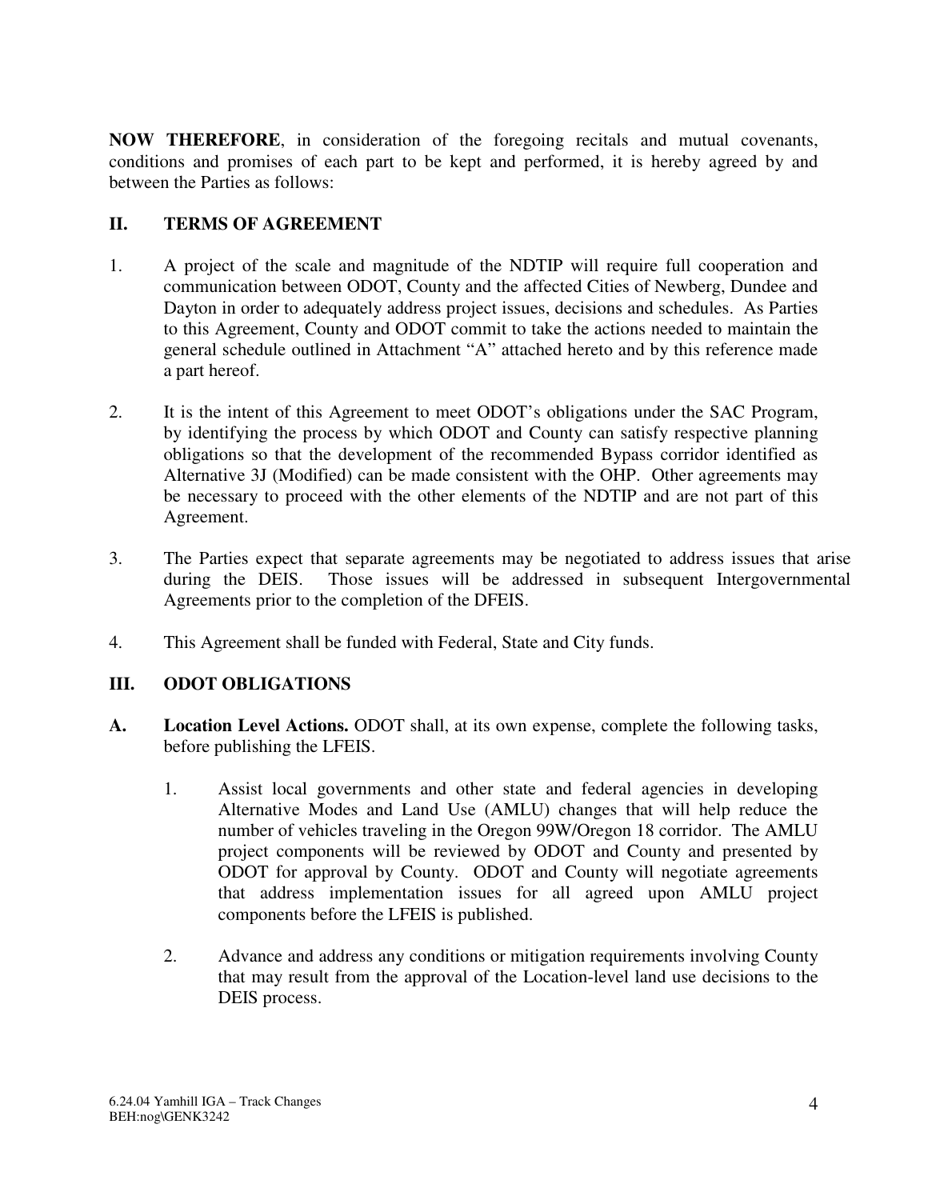**NOW THEREFORE**, in consideration of the foregoing recitals and mutual covenants, conditions and promises of each part to be kept and performed, it is hereby agreed by and between the Parties as follows:

## II. TERMS OF AGREEMENT

1. A project of the scale and magnitude of the NDTIP will require full cooperation and communication between ODOT, County and the affected Cities of Newberg, Dundee and Dayton in order to adequately address project issues, decisions and schedules. As Parties to this Agreement, County and ODOT commit to take the actions needed to maintain the general schedule outlined in Attachment "A" attached hereto and by this reference made a part hereof.

2. It is the intent of this Agreement to meet ODOT's obligations under the SAC Program, by identifying the process by which ODOT and County can satisfy respective planning obligations so that the development of the recommended Bypass corridor identified as Alternative 3J (Modified) can be made consistent with the OHP. Other agreements may be necessary to proceed with the other elements of the NDTIP and are not part of this Agreement.

3. The Parties expect that separate agreements may be negotiated to address issues that arise during the DEIS. Those issues will be addressed in subsequent Intergovernmental Agreements prior to the completion of the DFEIS.

4. This Agreement shall be funded with Federal, State and City funds.

## III. ODOT OBLIGATIONS

**A. Location Level Actions.** ODOT shall, at its own expense, complete the following tasks, before publishing the LFEIS.

1. Assist local governments and other state and federal agencies in developing Alternative Modes and Land Use (AMLU) changes that will help reduce the number of vehicles traveling in the Oregon 99W/Oregon 18 corridor. The AMLU project components will be reviewed by ODOT and County and presented by ODOT for approval by County. ODOT and County will negotiate agreements that address implementation issues for all agreed upon AMLU project components before the LFEIS is published.

2. Advance and address any conditions or mitigation requirements involving County that may result from the approval of the Location-level land use decisions to the DEIS process.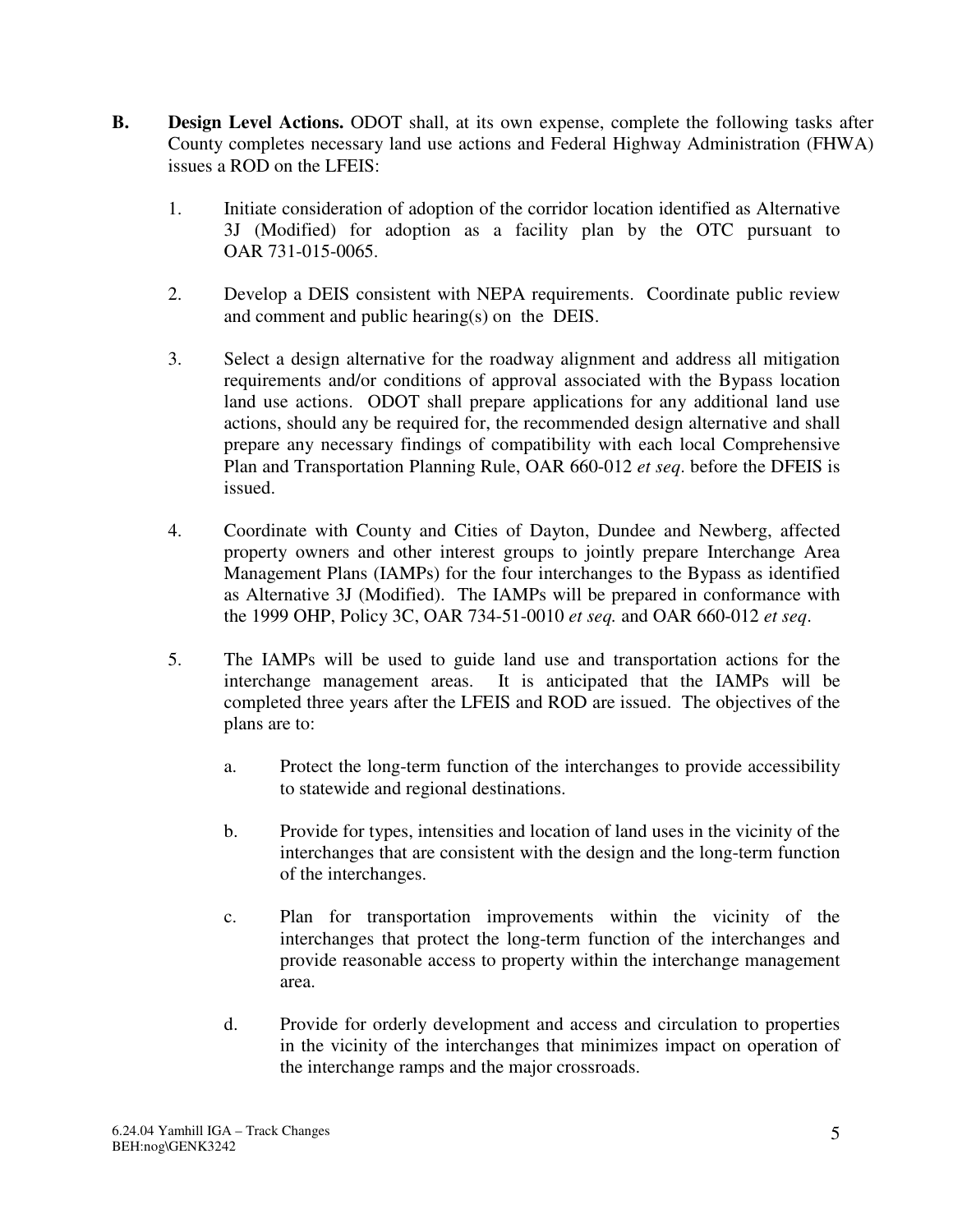**B. Design Level Actions.** ODOT shall, at its own expense, complete the following tasks after County completes necessary land use actions and Federal Highway Administration (FHWA) issues a ROD on the LFEIS:

1. Initiate consideration of adoption of the corridor location identified as Alternative 3J (Modified) for adoption as a facility plan by the OTC pursuant to OAR 731-015-0065.

2. Develop a DEIS consistent with NEPA requirements. Coordinate public review and comment and public hearing(s) on the DEIS.

3. Select a design alternative for the roadway alignment and address all mitigation requirements and/or conditions of approval associated with the Bypass location land use actions. ODOT shall prepare applications for any additional land use actions, should any be required for, the recommended design alternative and shall prepare any necessary findings of compatibility with each local Comprehensive Plan and Transportation Planning Rule, OAR 660-012 *et seq*. before the DFEIS is issued.

4. Coordinate with County and Cities of Dayton, Dundee and Newberg, affected property owners and other interest groups to jointly prepare Interchange Area Management Plans (IAMPs) for the four interchanges to the Bypass as identified as Alternative 3J (Modified). The IAMPs will be prepared in conformance with the 1999 OHP, Policy 3C, OAR 734-51-0010 *et seq.* and OAR 660-012 *et seq*.

5. The IAMPs will be used to guide land use and transportation actions for the interchange management areas. It is anticipated that the IAMPs will be completed three years after the LFEIS and ROD are issued. The objectives of the plans are to:

   a. Protect the long-term function of the interchanges to provide accessibility to statewide and regional destinations.

   b. Provide for types, intensities and location of land uses in the vicinity of the interchanges that are consistent with the design and the long-term function of the interchanges.

   c. Plan for transportation improvements within the vicinity of the interchanges that protect the long-term function of the interchanges and provide reasonable access to property within the interchange management area.

   d. Provide for orderly development and access and circulation to properties in the vicinity of the interchanges that minimizes impact on operation of the interchange ramps and the major crossroads.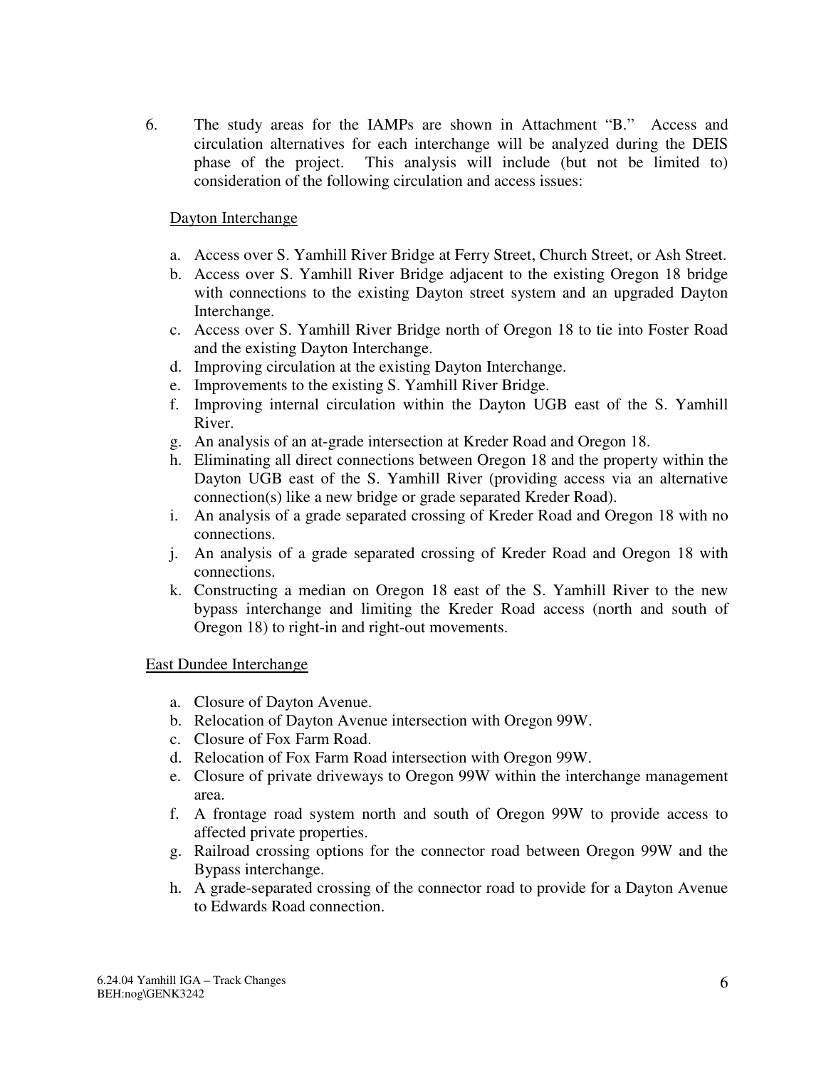6. The study areas for the IAMPs are shown in Attachment "B." Access and circulation alternatives for each interchange will be analyzed during the DEIS phase of the project. This analysis will include (but not be limited to) consideration of the following circulation and access issues:

   <u>Dayton Interchange</u>

   a. Access over S. Yamhill River Bridge at Ferry Street, Church Street, or Ash Street.
   b. Access over S. Yamhill River Bridge adjacent to the existing Oregon 18 bridge with connections to the existing Dayton street system and an upgraded Dayton Interchange.
   c. Access over S. Yamhill River Bridge north of Oregon 18 to tie into Foster Road and the existing Dayton Interchange.
   d. Improving circulation at the existing Dayton Interchange.
   e. Improvements to the existing S. Yamhill River Bridge.
   f. Improving internal circulation within the Dayton UGB east of the S. Yamhill River.
   g. An analysis of an at-grade intersection at Kreder Road and Oregon 18.
   h. Eliminating all direct connections between Oregon 18 and the property within the Dayton UGB east of the S. Yamhill River (providing access via an alternative connection(s) like a new bridge or grade separated Kreder Road).
   i. An analysis of a grade separated crossing of Kreder Road and Oregon 18 with no connections.
   j. An analysis of a grade separated crossing of Kreder Road and Oregon 18 with connections.
   k. Constructing a median on Oregon 18 east of the S. Yamhill River to the new bypass interchange and limiting the Kreder Road access (north and south of Oregon 18) to right-in and right-out movements.

   <u>East Dundee Interchange</u>

   a. Closure of Dayton Avenue.
   b. Relocation of Dayton Avenue intersection with Oregon 99W.
   c. Closure of Fox Farm Road.
   d. Relocation of Fox Farm Road intersection with Oregon 99W.
   e. Closure of private driveways to Oregon 99W within the interchange management area.
   f. A frontage road system north and south of Oregon 99W to provide access to affected private properties.
   g. Railroad crossing options for the connector road between Oregon 99W and the Bypass interchange.
   h. A grade-separated crossing of the connector road to provide for a Dayton Avenue to Edwards Road connection.

6.24.04 Yamhill IGA – Track Changes
BEH:nog\GENK3242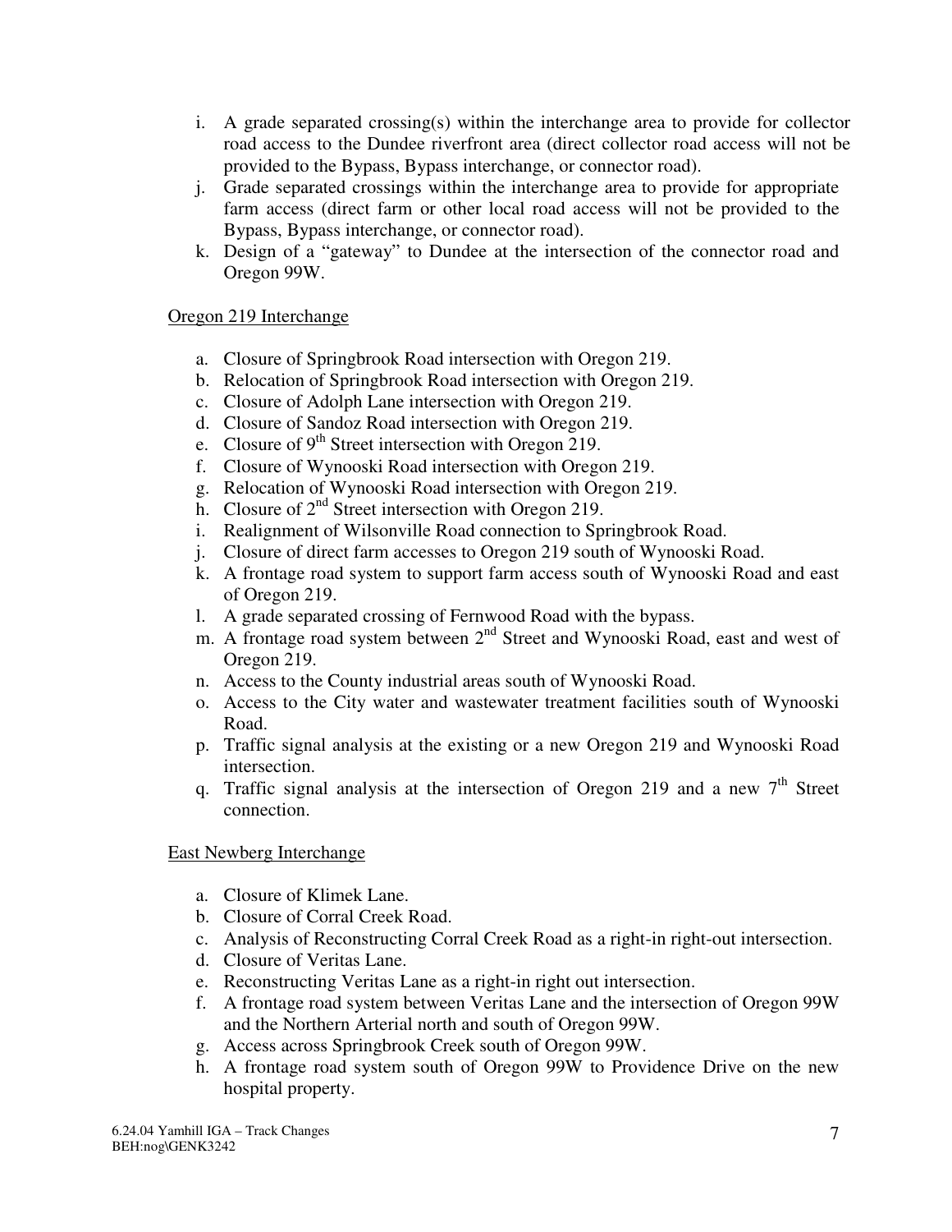i. A grade separated crossing(s) within the interchange area to provide for collector road access to the Dundee riverfront area (direct collector road access will not be provided to the Bypass, Bypass interchange, or connector road).
j. Grade separated crossings within the interchange area to provide for appropriate farm access (direct farm or other local road access will not be provided to the Bypass, Bypass interchange, or connector road).
k. Design of a "gateway" to Dundee at the intersection of the connector road and Oregon 99W.

<u>Oregon 219 Interchange</u>

a. Closure of Springbrook Road intersection with Oregon 219.
b. Relocation of Springbrook Road intersection with Oregon 219.
c. Closure of Adolph Lane intersection with Oregon 219.
d. Closure of Sandoz Road intersection with Oregon 219.
e. Closure of 9th Street intersection with Oregon 219.
f. Closure of Wynooski Road intersection with Oregon 219.
g. Relocation of Wynooski Road intersection with Oregon 219.
h. Closure of 2nd Street intersection with Oregon 219.
i. Realignment of Wilsonville Road connection to Springbrook Road.
j. Closure of direct farm accesses to Oregon 219 south of Wynooski Road.
k. A frontage road system to support farm access south of Wynooski Road and east of Oregon 219.
l. A grade separated crossing of Fernwood Road with the bypass.
m. A frontage road system between 2nd Street and Wynooski Road, east and west of Oregon 219.
n. Access to the County industrial areas south of Wynooski Road.
o. Access to the City water and wastewater treatment facilities south of Wynooski Road.
p. Traffic signal analysis at the existing or a new Oregon 219 and Wynooski Road intersection.
q. Traffic signal analysis at the intersection of Oregon 219 and a new 7th Street connection.

<u>East Newberg Interchange</u>

a. Closure of Klimek Lane.
b. Closure of Corral Creek Road.
c. Analysis of Reconstructing Corral Creek Road as a right-in right-out intersection.
d. Closure of Veritas Lane.
e. Reconstructing Veritas Lane as a right-in right out intersection.
f. A frontage road system between Veritas Lane and the intersection of Oregon 99W and the Northern Arterial north and south of Oregon 99W.
g. Access across Springbrook Creek south of Oregon 99W.
h. A frontage road system south of Oregon 99W to Providence Drive on the new hospital property.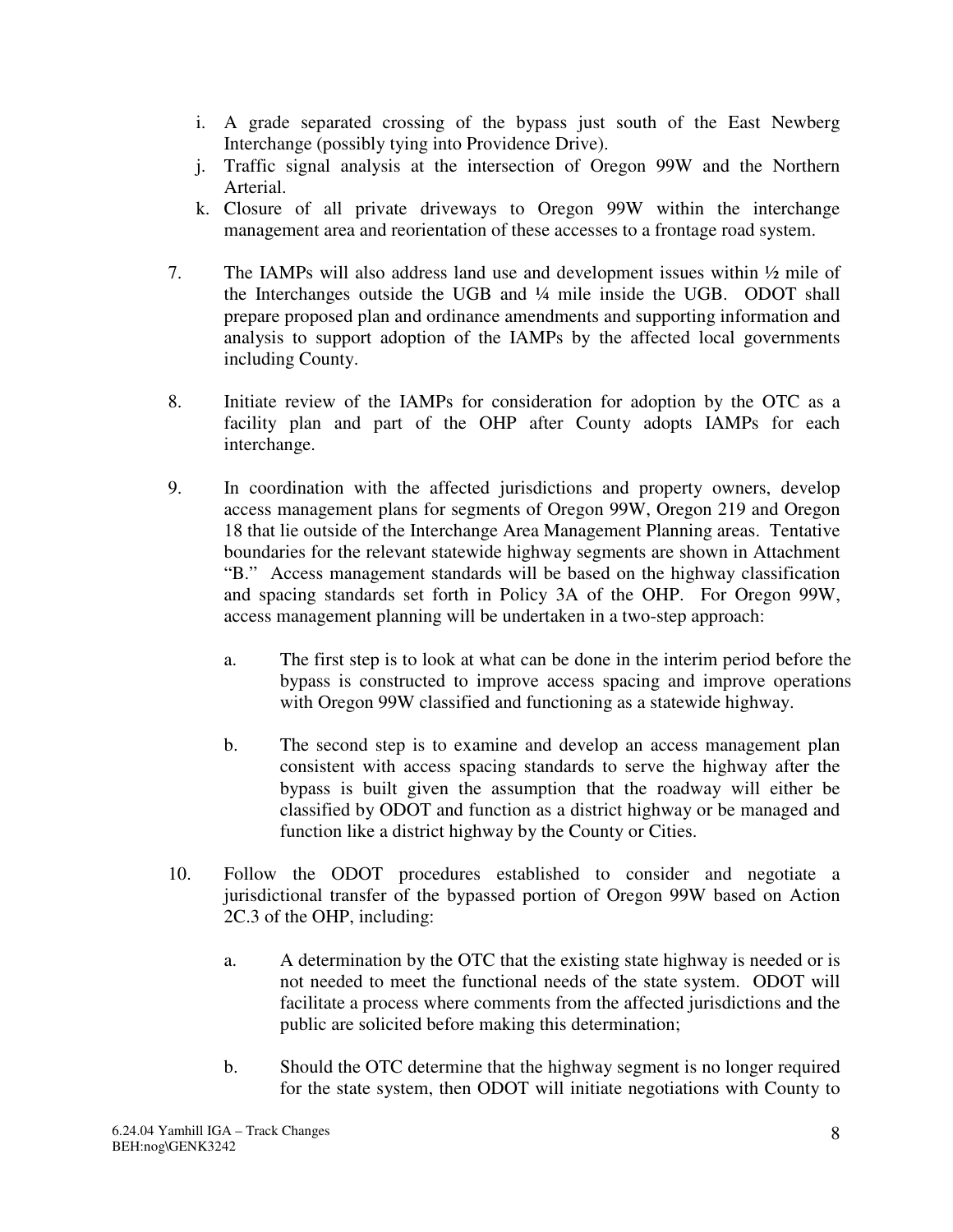i. A grade separated crossing of the bypass just south of the East Newberg Interchange (possibly tying into Providence Drive).

j. Traffic signal analysis at the intersection of Oregon 99W and the Northern Arterial.

k. Closure of all private driveways to Oregon 99W within the interchange management area and reorientation of these accesses to a frontage road system.

7. The IAMPs will also address land use and development issues within ½ mile of the Interchanges outside the UGB and ¼ mile inside the UGB. ODOT shall prepare proposed plan and ordinance amendments and supporting information and analysis to support adoption of the IAMPs by the affected local governments including County.

8. Initiate review of the IAMPs for consideration for adoption by the OTC as a facility plan and part of the OHP after County adopts IAMPs for each interchange.

9. In coordination with the affected jurisdictions and property owners, develop access management plans for segments of Oregon 99W, Oregon 219 and Oregon 18 that lie outside of the Interchange Area Management Planning areas. Tentative boundaries for the relevant statewide highway segments are shown in Attachment "B." Access management standards will be based on the highway classification and spacing standards set forth in Policy 3A of the OHP. For Oregon 99W, access management planning will be undertaken in a two-step approach:

   a. The first step is to look at what can be done in the interim period before the bypass is constructed to improve access spacing and improve operations with Oregon 99W classified and functioning as a statewide highway.

   b. The second step is to examine and develop an access management plan consistent with access spacing standards to serve the highway after the bypass is built given the assumption that the roadway will either be classified by ODOT and function as a district highway or be managed and function like a district highway by the County or Cities.

10. Follow the ODOT procedures established to consider and negotiate a jurisdictional transfer of the bypassed portion of Oregon 99W based on Action 2C.3 of the OHP, including:

   a. A determination by the OTC that the existing state highway is needed or is not needed to meet the functional needs of the state system. ODOT will facilitate a process where comments from the affected jurisdictions and the public are solicited before making this determination;

   b. Should the OTC determine that the highway segment is no longer required for the state system, then ODOT will initiate negotiations with County to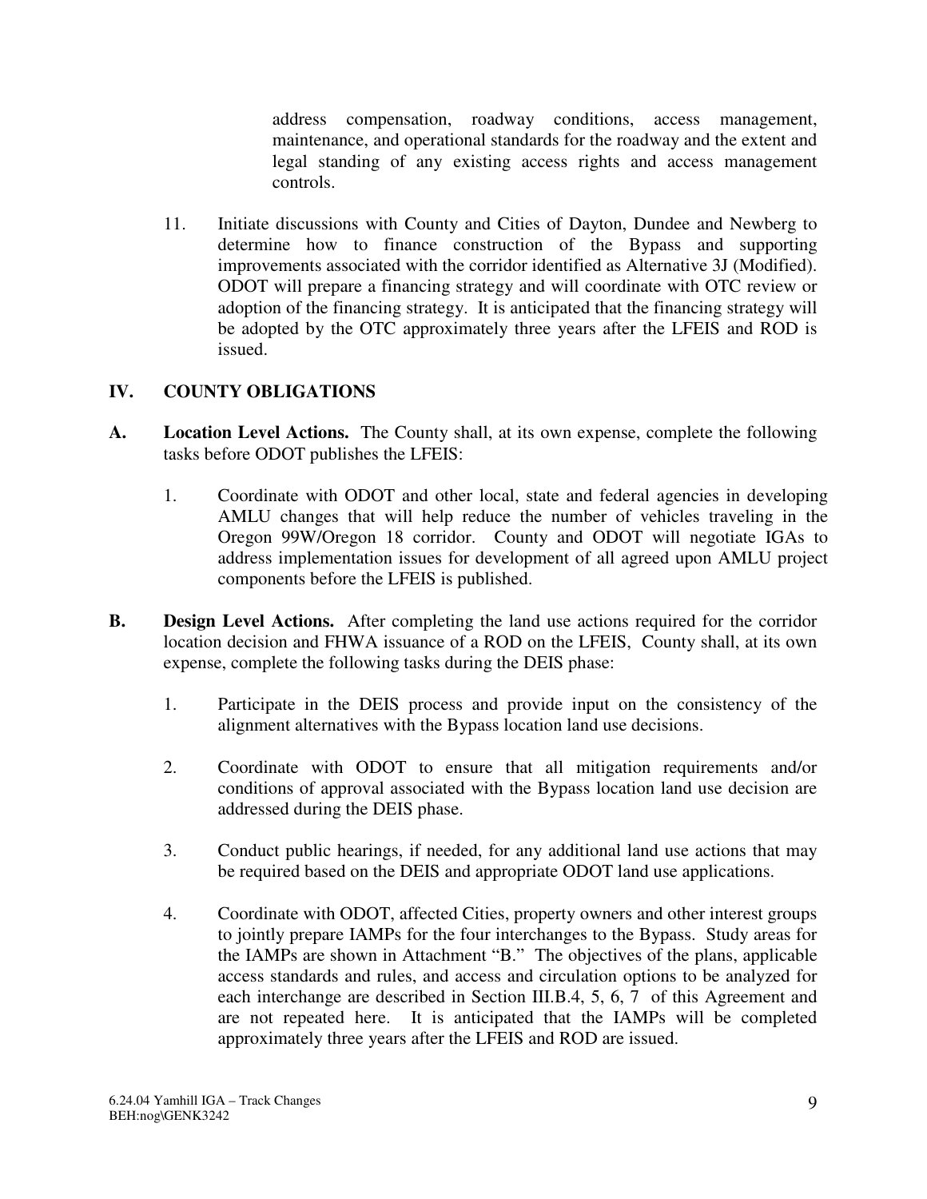address compensation, roadway conditions, access management, maintenance, and operational standards for the roadway and the extent and legal standing of any existing access rights and access management controls.

11. Initiate discussions with County and Cities of Dayton, Dundee and Newberg to determine how to finance construction of the Bypass and supporting improvements associated with the corridor identified as Alternative 3J (Modified). ODOT will prepare a financing strategy and will coordinate with OTC review or adoption of the financing strategy. It is anticipated that the financing strategy will be adopted by the OTC approximately three years after the LFEIS and ROD is issued.

## IV. COUNTY OBLIGATIONS

**A. Location Level Actions.** The County shall, at its own expense, complete the following tasks before ODOT publishes the LFEIS:

1. Coordinate with ODOT and other local, state and federal agencies in developing AMLU changes that will help reduce the number of vehicles traveling in the Oregon 99W/Oregon 18 corridor. County and ODOT will negotiate IGAs to address implementation issues for development of all agreed upon AMLU project components before the LFEIS is published.

**B. Design Level Actions.** After completing the land use actions required for the corridor location decision and FHWA issuance of a ROD on the LFEIS, County shall, at its own expense, complete the following tasks during the DEIS phase:

1. Participate in the DEIS process and provide input on the consistency of the alignment alternatives with the Bypass location land use decisions.

2. Coordinate with ODOT to ensure that all mitigation requirements and/or conditions of approval associated with the Bypass location land use decision are addressed during the DEIS phase.

3. Conduct public hearings, if needed, for any additional land use actions that may be required based on the DEIS and appropriate ODOT land use applications.

4. Coordinate with ODOT, affected Cities, property owners and other interest groups to jointly prepare IAMPs for the four interchanges to the Bypass. Study areas for the IAMPs are shown in Attachment "B." The objectives of the plans, applicable access standards and rules, and access and circulation options to be analyzed for each interchange are described in Section III.B.4, 5, 6, 7 of this Agreement and are not repeated here. It is anticipated that the IAMPs will be completed approximately three years after the LFEIS and ROD are issued.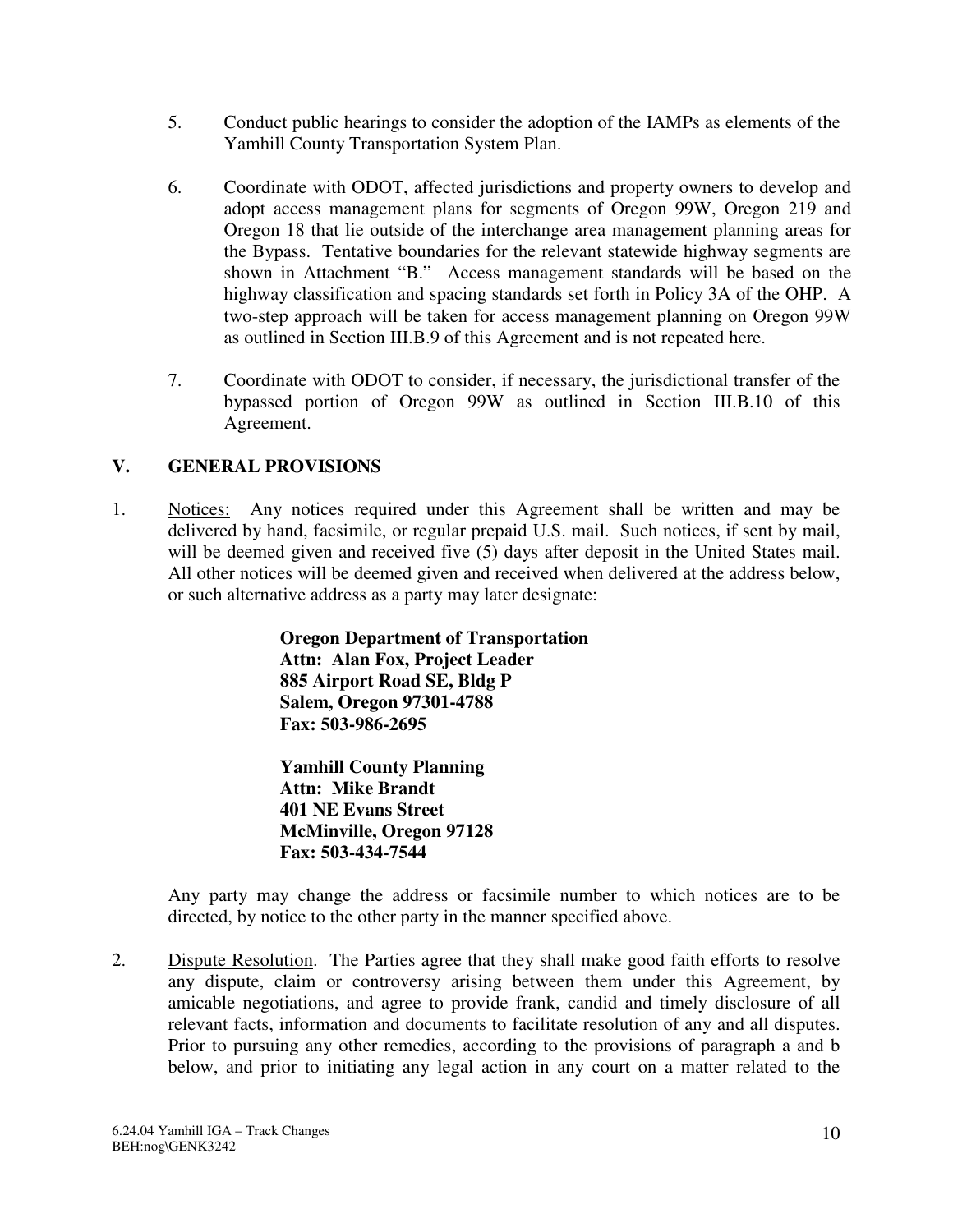5. Conduct public hearings to consider the adoption of the IAMPs as elements of the Yamhill County Transportation System Plan.

6. Coordinate with ODOT, affected jurisdictions and property owners to develop and adopt access management plans for segments of Oregon 99W, Oregon 219 and Oregon 18 that lie outside of the interchange area management planning areas for the Bypass. Tentative boundaries for the relevant statewide highway segments are shown in Attachment "B." Access management standards will be based on the highway classification and spacing standards set forth in Policy 3A of the OHP. A two-step approach will be taken for access management planning on Oregon 99W as outlined in Section III.B.9 of this Agreement and is not repeated here.

7. Coordinate with ODOT to consider, if necessary, the jurisdictional transfer of the bypassed portion of Oregon 99W as outlined in Section III.B.10 of this Agreement.

## V. GENERAL PROVISIONS

1. Notices: Any notices required under this Agreement shall be written and may be delivered by hand, facsimile, or regular prepaid U.S. mail. Such notices, if sent by mail, will be deemed given and received five (5) days after deposit in the United States mail. All other notices will be deemed given and received when delivered at the address below, or such alternative address as a party may later designate:

   **Oregon Department of Transportation**
   **Attn: Alan Fox, Project Leader**
   **885 Airport Road SE, Bldg P**
   **Salem, Oregon 97301-4788**
   **Fax: 503-986-2695**

   **Yamhill County Planning**
   **Attn: Mike Brandt**
   **401 NE Evans Street**
   **McMinville, Oregon 97128**
   **Fax: 503-434-7544**

   Any party may change the address or facsimile number to which notices are to be directed, by notice to the other party in the manner specified above.

2. Dispute Resolution. The Parties agree that they shall make good faith efforts to resolve any dispute, claim or controversy arising between them under this Agreement, by amicable negotiations, and agree to provide frank, candid and timely disclosure of all relevant facts, information and documents to facilitate resolution of any and all disputes. Prior to pursuing any other remedies, according to the provisions of paragraph a and b below, and prior to initiating any legal action in any court on a matter related to the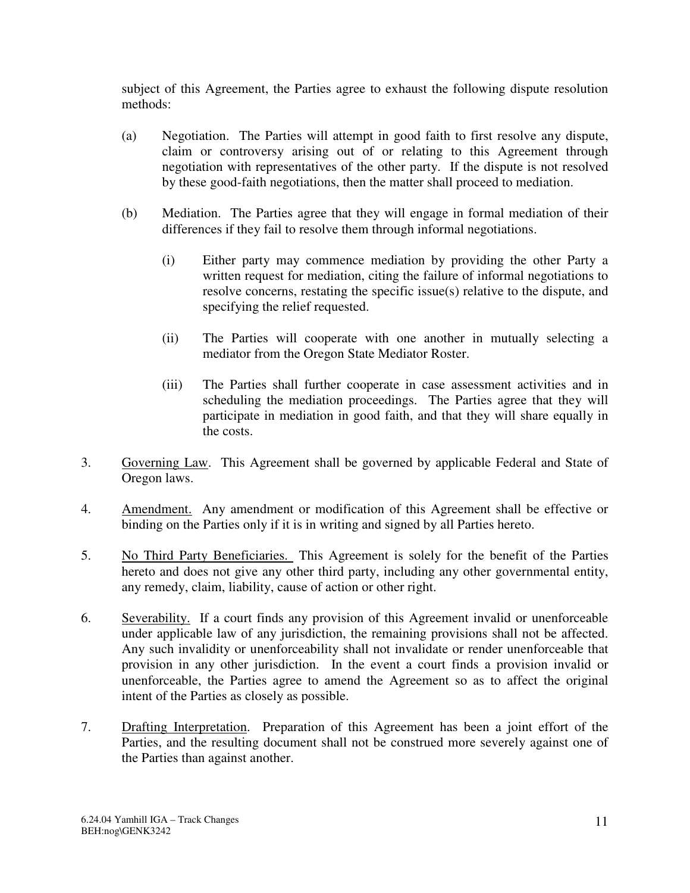subject of this Agreement, the Parties agree to exhaust the following dispute resolution methods:

(a) Negotiation. The Parties will attempt in good faith to first resolve any dispute, claim or controversy arising out of or relating to this Agreement through negotiation with representatives of the other party. If the dispute is not resolved by these good-faith negotiations, then the matter shall proceed to mediation.

(b) Mediation. The Parties agree that they will engage in formal mediation of their differences if they fail to resolve them through informal negotiations.

   (i) Either party may commence mediation by providing the other Party a written request for mediation, citing the failure of informal negotiations to resolve concerns, restating the specific issue(s) relative to the dispute, and specifying the relief requested.

   (ii) The Parties will cooperate with one another in mutually selecting a mediator from the Oregon State Mediator Roster.

   (iii) The Parties shall further cooperate in case assessment activities and in scheduling the mediation proceedings. The Parties agree that they will participate in mediation in good faith, and that they will share equally in the costs.

3. Governing Law. This Agreement shall be governed by applicable Federal and State of Oregon laws.

4. Amendment. Any amendment or modification of this Agreement shall be effective or binding on the Parties only if it is in writing and signed by all Parties hereto.

5. No Third Party Beneficiaries. This Agreement is solely for the benefit of the Parties hereto and does not give any other third party, including any other governmental entity, any remedy, claim, liability, cause of action or other right.

6. Severability. If a court finds any provision of this Agreement invalid or unenforceable under applicable law of any jurisdiction, the remaining provisions shall not be affected. Any such invalidity or unenforceability shall not invalidate or render unenforceable that provision in any other jurisdiction. In the event a court finds a provision invalid or unenforceable, the Parties agree to amend the Agreement so as to affect the original intent of the Parties as closely as possible.

7. Drafting Interpretation. Preparation of this Agreement has been a joint effort of the Parties, and the resulting document shall not be construed more severely against one of the Parties than against another.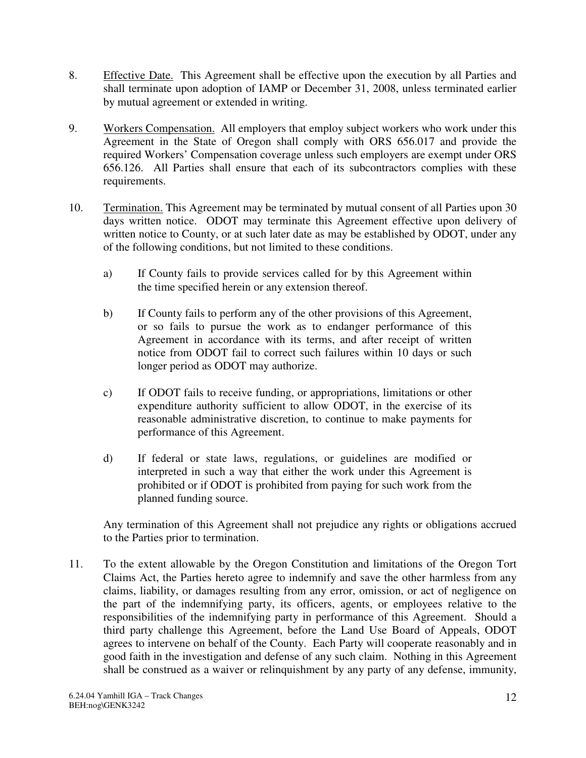8. Effective Date. This Agreement shall be effective upon the execution by all Parties and shall terminate upon adoption of IAMP or December 31, 2008, unless terminated earlier by mutual agreement or extended in writing.

9. Workers Compensation. All employers that employ subject workers who work under this Agreement in the State of Oregon shall comply with ORS 656.017 and provide the required Workers' Compensation coverage unless such employers are exempt under ORS 656.126. All Parties shall ensure that each of its subcontractors complies with these requirements.

10. Termination. This Agreement may be terminated by mutual consent of all Parties upon 30 days written notice. ODOT may terminate this Agreement effective upon delivery of written notice to County, or at such later date as may be established by ODOT, under any of the following conditions, but not limited to these conditions.

    a) If County fails to provide services called for by this Agreement within the time specified herein or any extension thereof.

    b) If County fails to perform any of the other provisions of this Agreement, or so fails to pursue the work as to endanger performance of this Agreement in accordance with its terms, and after receipt of written notice from ODOT fail to correct such failures within 10 days or such longer period as ODOT may authorize.

    c) If ODOT fails to receive funding, or appropriations, limitations or other expenditure authority sufficient to allow ODOT, in the exercise of its reasonable administrative discretion, to continue to make payments for performance of this Agreement.

    d) If federal or state laws, regulations, or guidelines are modified or interpreted in such a way that either the work under this Agreement is prohibited or if ODOT is prohibited from paying for such work from the planned funding source.

    Any termination of this Agreement shall not prejudice any rights or obligations accrued to the Parties prior to termination.

11. To the extent allowable by the Oregon Constitution and limitations of the Oregon Tort Claims Act, the Parties hereto agree to indemnify and save the other harmless from any claims, liability, or damages resulting from any error, omission, or act of negligence on the part of the indemnifying party, its officers, agents, or employees relative to the responsibilities of the indemnifying party in performance of this Agreement. Should a third party challenge this Agreement, before the Land Use Board of Appeals, ODOT agrees to intervene on behalf of the County. Each Party will cooperate reasonably and in good faith in the investigation and defense of any such claim. Nothing in this Agreement shall be construed as a waiver or relinquishment by any party of any defense, immunity,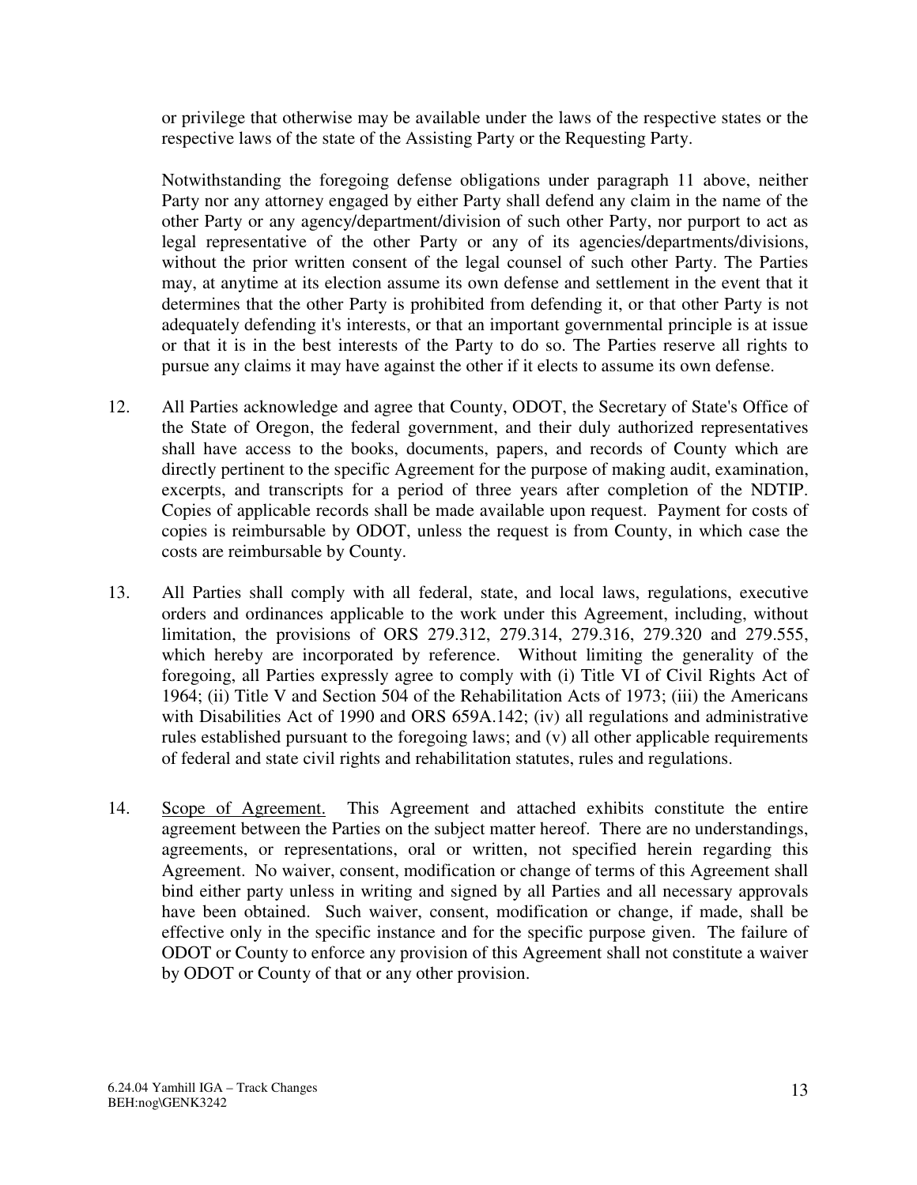or privilege that otherwise may be available under the laws of the respective states or the respective laws of the state of the Assisting Party or the Requesting Party.

Notwithstanding the foregoing defense obligations under paragraph 11 above, neither Party nor any attorney engaged by either Party shall defend any claim in the name of the other Party or any agency/department/division of such other Party, nor purport to act as legal representative of the other Party or any of its agencies/departments/divisions, without the prior written consent of the legal counsel of such other Party. The Parties may, at anytime at its election assume its own defense and settlement in the event that it determines that the other Party is prohibited from defending it, or that other Party is not adequately defending it's interests, or that an important governmental principle is at issue or that it is in the best interests of the Party to do so. The Parties reserve all rights to pursue any claims it may have against the other if it elects to assume its own defense.

12. All Parties acknowledge and agree that County, ODOT, the Secretary of State's Office of the State of Oregon, the federal government, and their duly authorized representatives shall have access to the books, documents, papers, and records of County which are directly pertinent to the specific Agreement for the purpose of making audit, examination, excerpts, and transcripts for a period of three years after completion of the NDTIP. Copies of applicable records shall be made available upon request. Payment for costs of copies is reimbursable by ODOT, unless the request is from County, in which case the costs are reimbursable by County.

13. All Parties shall comply with all federal, state, and local laws, regulations, executive orders and ordinances applicable to the work under this Agreement, including, without limitation, the provisions of ORS 279.312, 279.314, 279.316, 279.320 and 279.555, which hereby are incorporated by reference. Without limiting the generality of the foregoing, all Parties expressly agree to comply with (i) Title VI of Civil Rights Act of 1964; (ii) Title V and Section 504 of the Rehabilitation Acts of 1973; (iii) the Americans with Disabilities Act of 1990 and ORS 659A.142; (iv) all regulations and administrative rules established pursuant to the foregoing laws; and (v) all other applicable requirements of federal and state civil rights and rehabilitation statutes, rules and regulations.

14. Scope of Agreement. This Agreement and attached exhibits constitute the entire agreement between the Parties on the subject matter hereof. There are no understandings, agreements, or representations, oral or written, not specified herein regarding this Agreement. No waiver, consent, modification or change of terms of this Agreement shall bind either party unless in writing and signed by all Parties and all necessary approvals have been obtained. Such waiver, consent, modification or change, if made, shall be effective only in the specific instance and for the specific purpose given. The failure of ODOT or County to enforce any provision of this Agreement shall not constitute a waiver by ODOT or County of that or any other provision.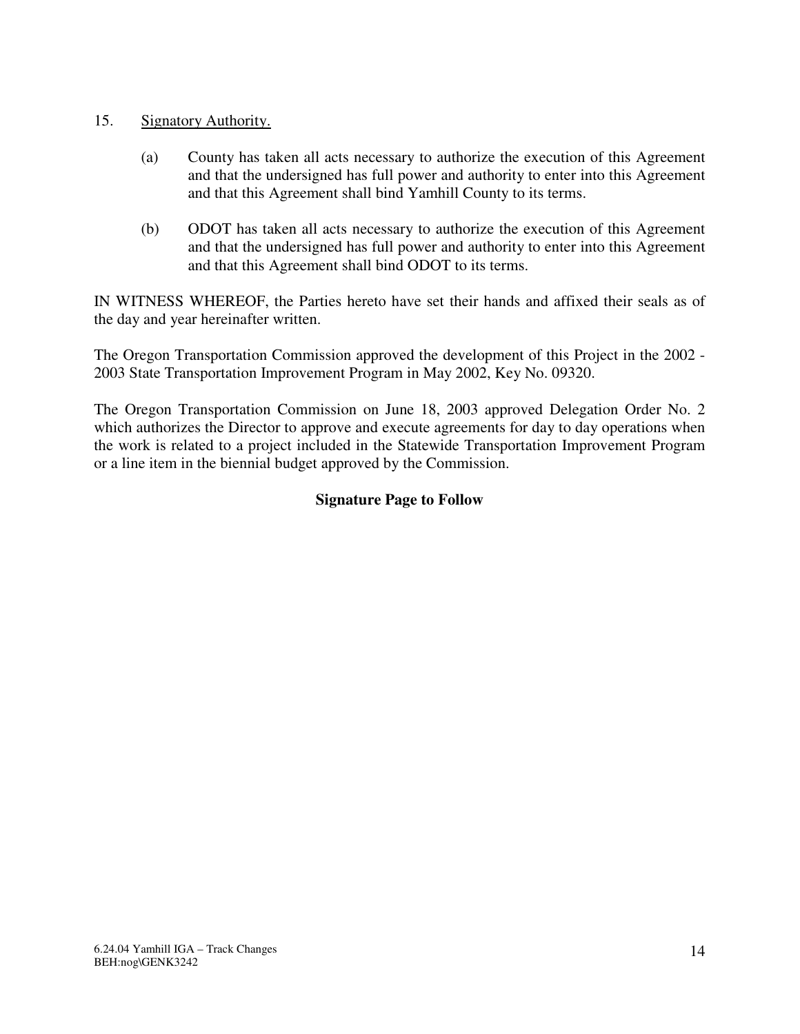15. Signatory Authority.

(a) County has taken all acts necessary to authorize the execution of this Agreement and that the undersigned has full power and authority to enter into this Agreement and that this Agreement shall bind Yamhill County to its terms.

(b) ODOT has taken all acts necessary to authorize the execution of this Agreement and that the undersigned has full power and authority to enter into this Agreement and that this Agreement shall bind ODOT to its terms.

IN WITNESS WHEREOF, the Parties hereto have set their hands and affixed their seals as of the day and year hereinafter written.

The Oregon Transportation Commission approved the development of this Project in the 2002 - 2003 State Transportation Improvement Program in May 2002, Key No. 09320.

The Oregon Transportation Commission on June 18, 2003 approved Delegation Order No. 2 which authorizes the Director to approve and execute agreements for day to day operations when the work is related to a project included in the Statewide Transportation Improvement Program or a line item in the biennial budget approved by the Commission.

**Signature Page to Follow**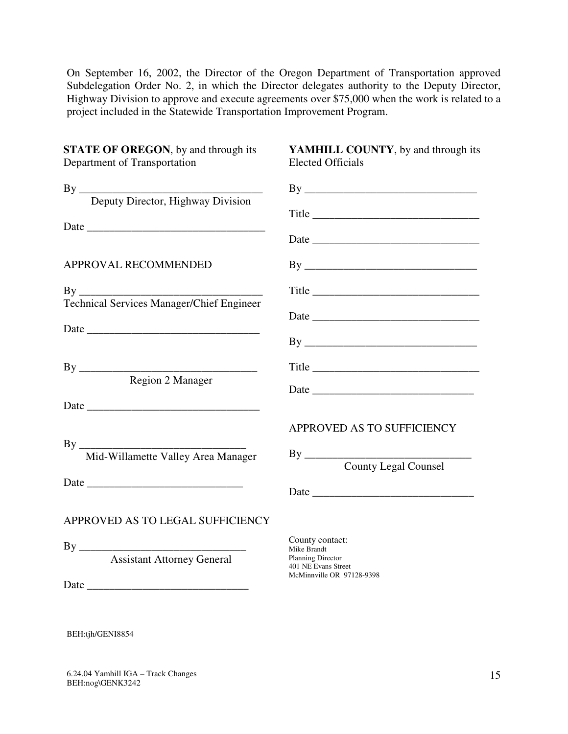On September 16, 2002, the Director of the Oregon Department of Transportation approved Subdelegation Order No. 2, in which the Director delegates authority to the Deputy Director, Highway Division to approve and execute agreements over $75,000 when the work is related to a project included in the Statewide Transportation Improvement Program.

**STATE OF OREGON**, by and through its Department of Transportation

By ________________________________
Deputy Director, Highway Division

Date ________________________________

APPROVAL RECOMMENDED

By ________________________________
Technical Services Manager/Chief Engineer

Date ________________________________

By ________________________________
Region 2 Manager

Date ________________________________

By ________________________________
Mid-Willamette Valley Area Manager

Date ________________________________

APPROVED AS TO LEGAL SUFFICIENCY

By ________________________________
Assistant Attorney General

Date ________________________________

**YAMHILL COUNTY**, by and through its Elected Officials

By ________________________________

Title ________________________________

Date ________________________________

By ________________________________

Title ________________________________

Date ________________________________

By ________________________________

Title ________________________________

Date ________________________________

APPROVED AS TO SUFFICIENCY

By ________________________________
County Legal Counsel

Date ________________________________

County contact:
Mike Brandt
Planning Director
401 NE Evans Street
McMinnville OR 97128-9398

BEH:tjh/GENI8854

6.24.04 Yamhill IGA – Track Changes
BEH:nog\GENK3242